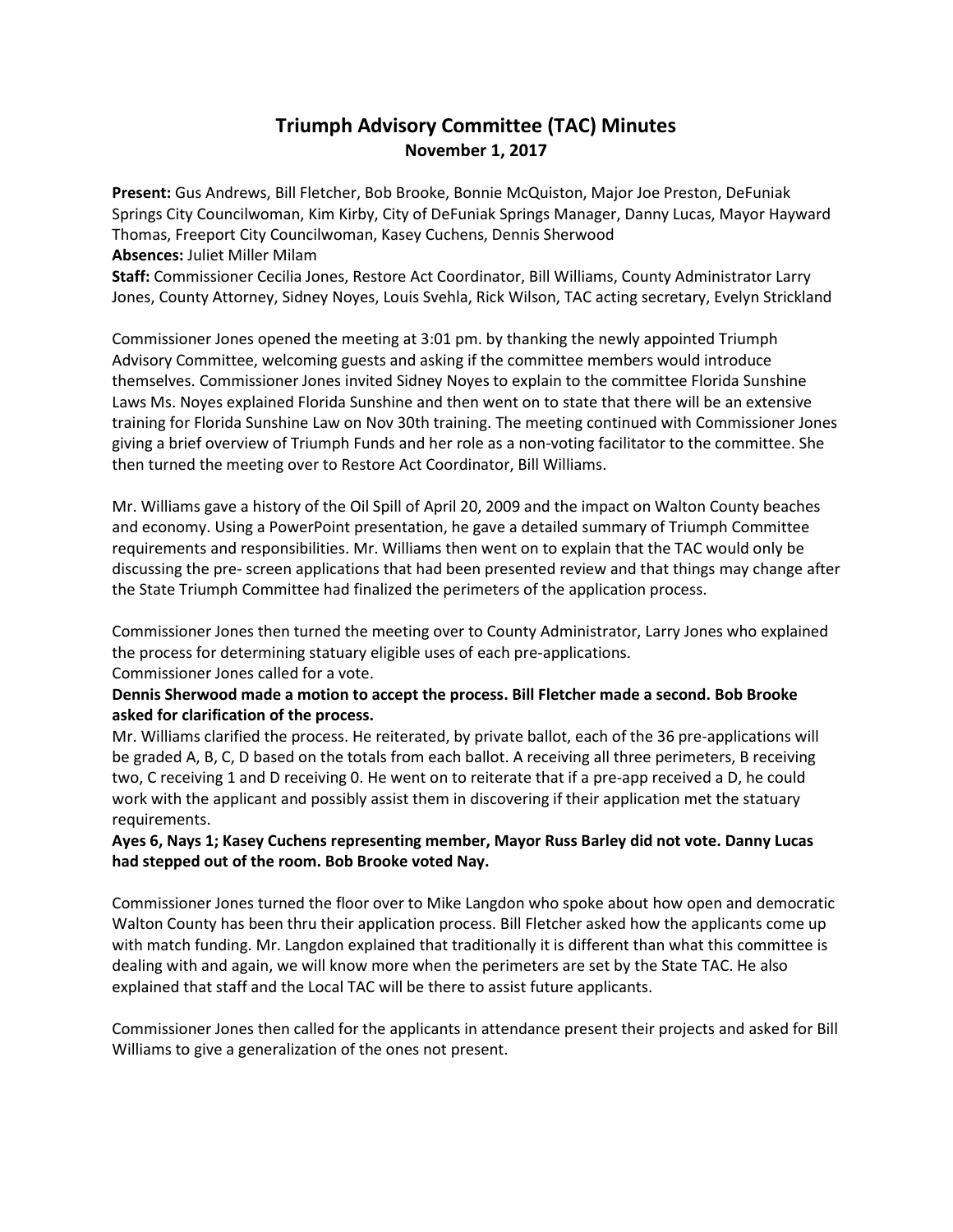# Triumph Advisory Committee (TAC) Minutes

## November 1, 2017

**Present:** Gus Andrews, Bill Fletcher, Bob Brooke, Bonnie McQuiston, Major Joe Preston, DeFuniak Springs City Councilwoman, Kim Kirby, City of DeFuniak Springs Manager, Danny Lucas, Mayor Hayward Thomas, Freeport City Councilwoman, Kasey Cuchens, Dennis Sherwood
**Absences:** Juliet Miller Milam
**Staff:** Commissioner Cecilia Jones, Restore Act Coordinator, Bill Williams, County Administrator Larry Jones, County Attorney, Sidney Noyes, Louis Svehla, Rick Wilson, TAC acting secretary, Evelyn Strickland

Commissioner Jones opened the meeting at 3:01 pm. by thanking the newly appointed Triumph Advisory Committee, welcoming guests and asking if the committee members would introduce themselves. Commissioner Jones invited Sidney Noyes to explain to the committee Florida Sunshine Laws Ms. Noyes explained Florida Sunshine and then went on to state that there will be an extensive training for Florida Sunshine Law on Nov 30th training. The meeting continued with Commissioner Jones giving a brief overview of Triumph Funds and her role as a non-voting facilitator to the committee. She then turned the meeting over to Restore Act Coordinator, Bill Williams.

Mr. Williams gave a history of the Oil Spill of April 20, 2009 and the impact on Walton County beaches and economy. Using a PowerPoint presentation, he gave a detailed summary of Triumph Committee requirements and responsibilities. Mr. Williams then went on to explain that the TAC would only be discussing the pre- screen applications that had been presented review and that things may change after the State Triumph Committee had finalized the perimeters of the application process.

Commissioner Jones then turned the meeting over to County Administrator, Larry Jones who explained the process for determining statuary eligible uses of each pre-applications.
Commissioner Jones called for a vote.

**Dennis Sherwood made a motion to accept the process. Bill Fletcher made a second. Bob Brooke asked for clarification of the process.**

Mr. Williams clarified the process. He reiterated, by private ballot, each of the 36 pre-applications will be graded A, B, C, D based on the totals from each ballot. A receiving all three perimeters, B receiving two, C receiving 1 and D receiving 0. He went on to reiterate that if a pre-app received a D, he could work with the applicant and possibly assist them in discovering if their application met the statuary requirements.

**Ayes 6, Nays 1; Kasey Cuchens representing member, Mayor Russ Barley did not vote. Danny Lucas had stepped out of the room. Bob Brooke voted Nay.**

Commissioner Jones turned the floor over to Mike Langdon who spoke about how open and democratic Walton County has been thru their application process. Bill Fletcher asked how the applicants come up with match funding. Mr. Langdon explained that traditionally it is different than what this committee is dealing with and again, we will know more when the perimeters are set by the State TAC. He also explained that staff and the Local TAC will be there to assist future applicants.

Commissioner Jones then called for the applicants in attendance present their projects and asked for Bill Williams to give a generalization of the ones not present.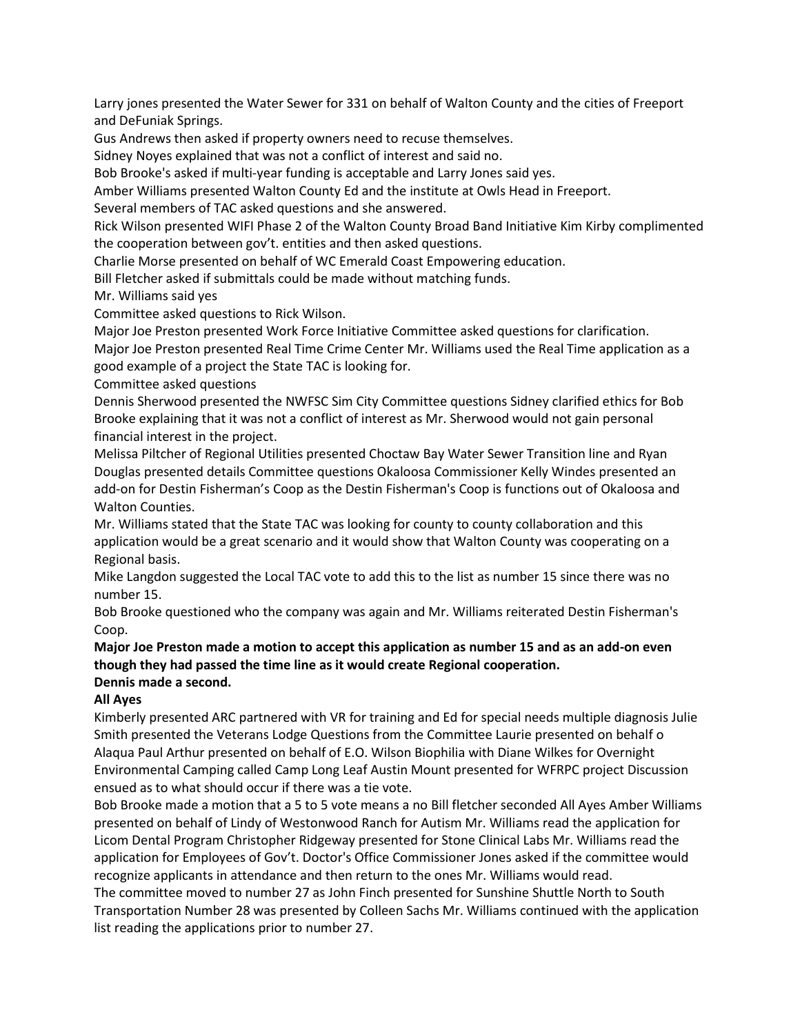Larry jones presented the Water Sewer for 331 on behalf of Walton County and the cities of Freeport and DeFuniak Springs.

Gus Andrews then asked if property owners need to recuse themselves.

Sidney Noyes explained that was not a conflict of interest and said no.

Bob Brooke's asked if multi-year funding is acceptable and Larry Jones said yes.

Amber Williams presented Walton County Ed and the institute at Owls Head in Freeport.

Several members of TAC asked questions and she answered.

Rick Wilson presented WIFI Phase 2 of the Walton County Broad Band Initiative Kim Kirby complimented the cooperation between gov't. entities and then asked questions.

Charlie Morse presented on behalf of WC Emerald Coast Empowering education.

Bill Fletcher asked if submittals could be made without matching funds.

Mr. Williams said yes

Committee asked questions to Rick Wilson.

Major Joe Preston presented Work Force Initiative Committee asked questions for clarification.

Major Joe Preston presented Real Time Crime Center Mr. Williams used the Real Time application as a good example of a project the State TAC is looking for.

Committee asked questions

Dennis Sherwood presented the NWFSC Sim City Committee questions Sidney clarified ethics for Bob Brooke explaining that it was not a conflict of interest as Mr. Sherwood would not gain personal financial interest in the project.

Melissa Piltcher of Regional Utilities presented Choctaw Bay Water Sewer Transition line and Ryan Douglas presented details Committee questions Okaloosa Commissioner Kelly Windes presented an add-on for Destin Fisherman's Coop as the Destin Fisherman's Coop is functions out of Okaloosa and Walton Counties.

Mr. Williams stated that the State TAC was looking for county to county collaboration and this application would be a great scenario and it would show that Walton County was cooperating on a Regional basis.

Mike Langdon suggested the Local TAC vote to add this to the list as number 15 since there was no number 15.

Bob Brooke questioned who the company was again and Mr. Williams reiterated Destin Fisherman's Coop.

**Major Joe Preston made a motion to accept this application as number 15 and as an add-on even though they had passed the time line as it would create Regional cooperation.**

**Dennis made a second.**

**All Ayes**

Kimberly presented ARC partnered with VR for training and Ed for special needs multiple diagnosis Julie Smith presented the Veterans Lodge Questions from the Committee Laurie presented on behalf o Alaqua Paul Arthur presented on behalf of E.O. Wilson Biophilia with Diane Wilkes for Overnight Environmental Camping called Camp Long Leaf Austin Mount presented for WFRPC project Discussion ensued as to what should occur if there was a tie vote.

Bob Brooke made a motion that a 5 to 5 vote means a no Bill fletcher seconded All Ayes Amber Williams presented on behalf of Lindy of Westonwood Ranch for Autism Mr. Williams read the application for Licom Dental Program Christopher Ridgeway presented for Stone Clinical Labs Mr. Williams read the application for Employees of Gov't. Doctor's Office Commissioner Jones asked if the committee would recognize applicants in attendance and then return to the ones Mr. Williams would read.

The committee moved to number 27 as John Finch presented for Sunshine Shuttle North to South Transportation Number 28 was presented by Colleen Sachs Mr. Williams continued with the application list reading the applications prior to number 27.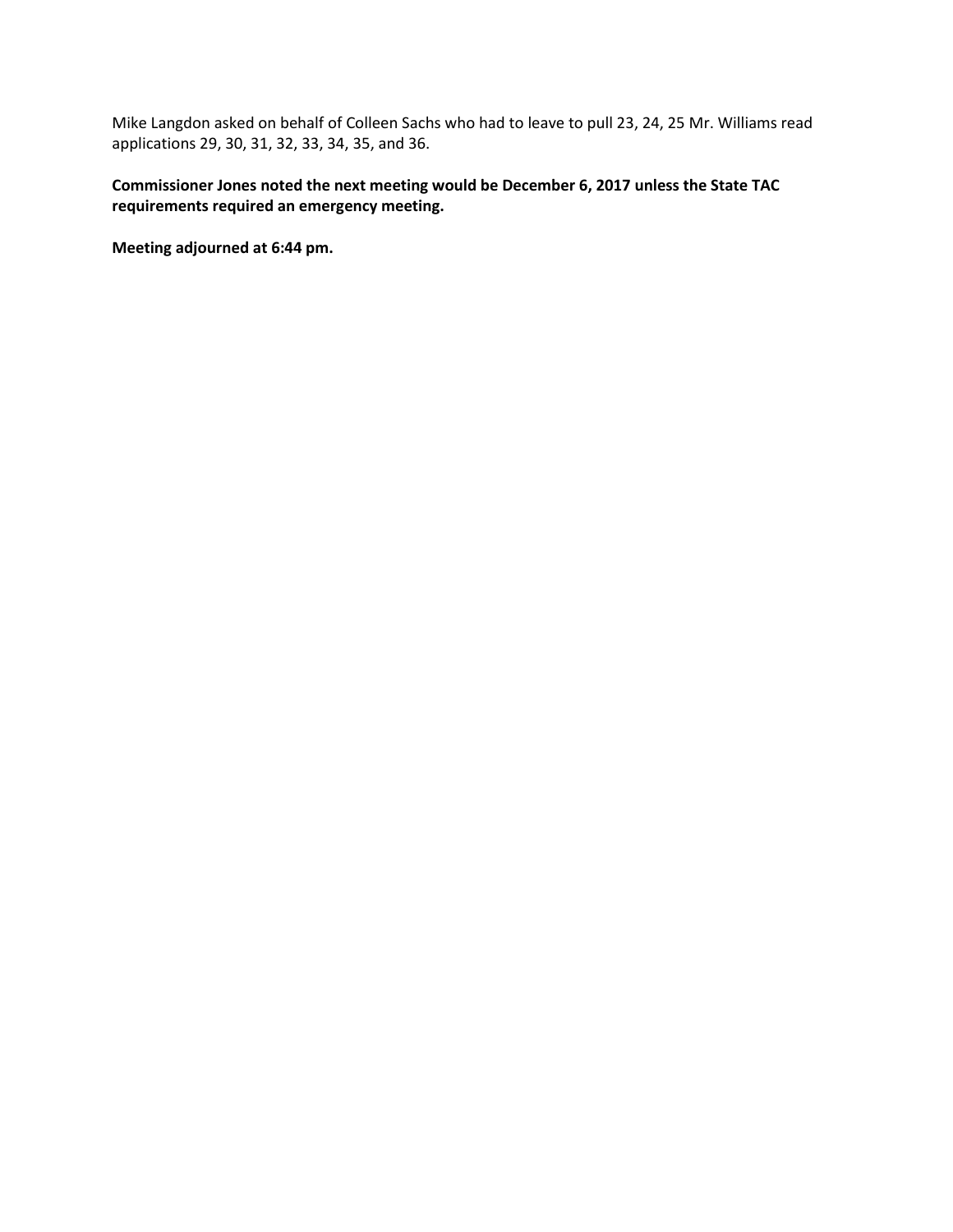Mike Langdon asked on behalf of Colleen Sachs who had to leave to pull 23, 24, 25 Mr. Williams read applications 29, 30, 31, 32, 33, 34, 35, and 36.

**Commissioner Jones noted the next meeting would be December 6, 2017 unless the State TAC requirements required an emergency meeting.**

**Meeting adjourned at 6:44 pm.**